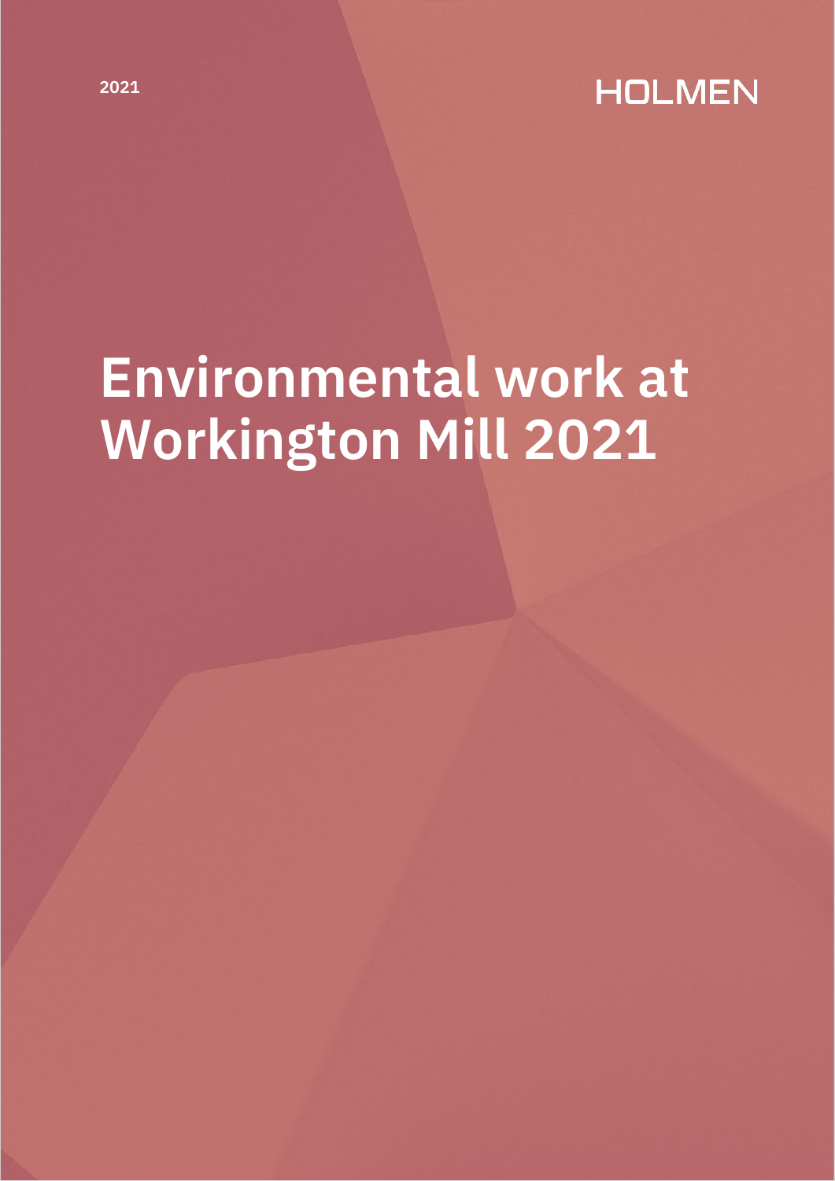2021

HOLMEN

# Environmental work at Workington Mill 2021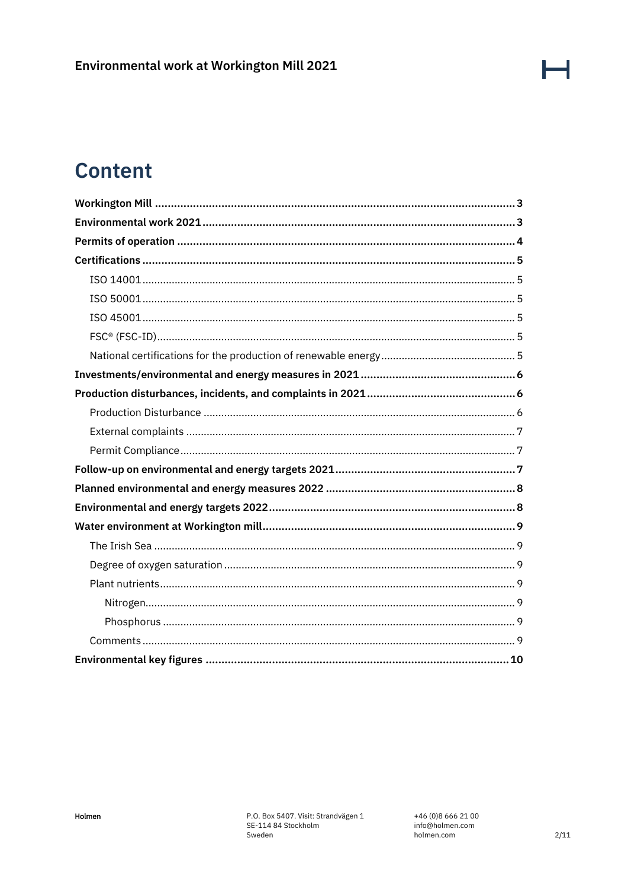# Content

**Workington Mill** .......... **3**
**Environmental work 2021** .......... **3**
**Permits of operation** .......... **4**
**Certifications** .......... **5**
- ISO 14001 .......... 5
- ISO 50001 .......... 5
- ISO 45001 .......... 5
- FSC® (FSC-ID) .......... 5
- National certifications for the production of renewable energy .......... 5

**Investments/environmental and energy measures in 2021** .......... **6**
**Production disturbances, incidents, and complaints in 2021** .......... **6**
- Production Disturbance .......... 6
- External complaints .......... 7
- Permit Compliance .......... 7

**Follow-up on environmental and energy targets 2021** .......... **7**
**Planned environmental and energy measures 2022** .......... **8**
**Environmental and energy targets 2022** .......... **8**
**Water environment at Workington mill** .......... **9**
- The Irish Sea .......... 9
- Degree of oxygen saturation .......... 9
- Plant nutrients .......... 9
  - Nitrogen .......... 9
  - Phosphorus .......... 9
- Comments .......... 9

**Environmental key figures** .......... **10**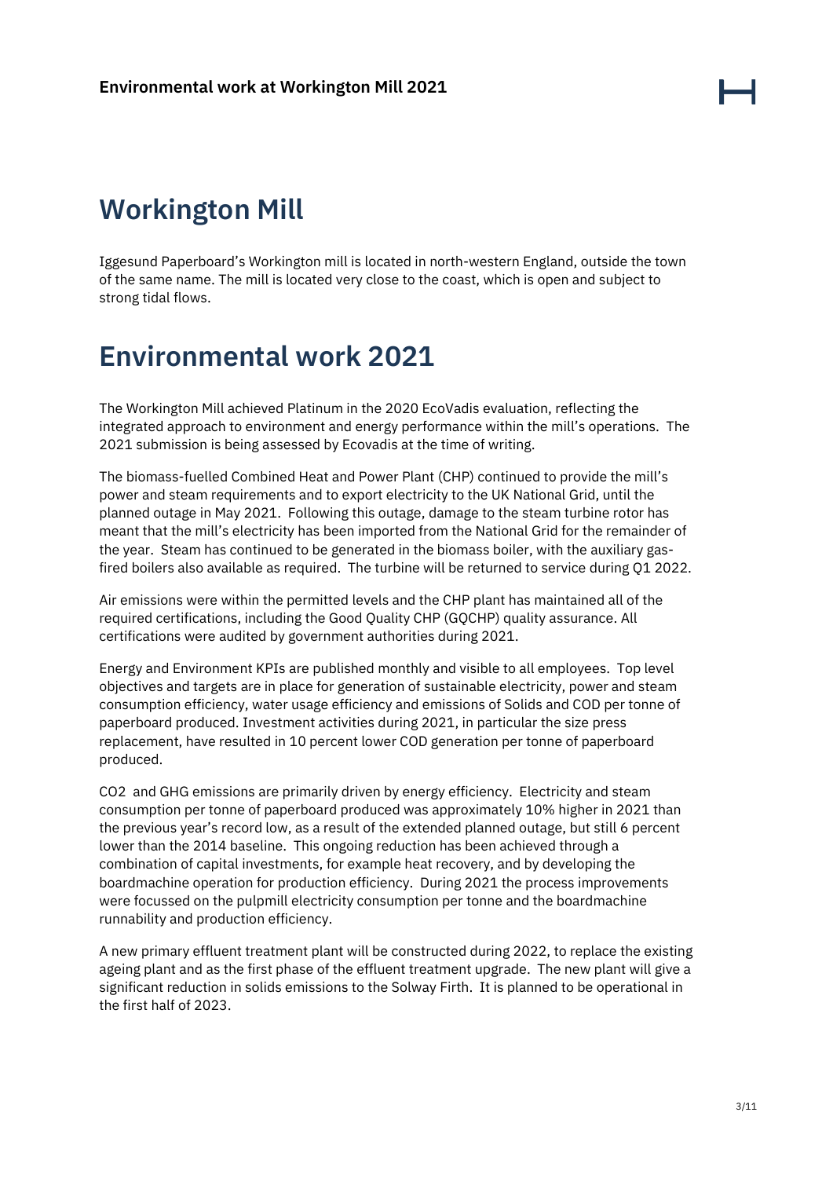# Workington Mill

Iggesund Paperboard's Workington mill is located in north-western England, outside the town of the same name. The mill is located very close to the coast, which is open and subject to strong tidal flows.

# Environmental work 2021

The Workington Mill achieved Platinum in the 2020 EcoVadis evaluation, reflecting the integrated approach to environment and energy performance within the mill's operations. The 2021 submission is being assessed by Ecovadis at the time of writing.

The biomass-fuelled Combined Heat and Power Plant (CHP) continued to provide the mill's power and steam requirements and to export electricity to the UK National Grid, until the planned outage in May 2021. Following this outage, damage to the steam turbine rotor has meant that the mill's electricity has been imported from the National Grid for the remainder of the year. Steam has continued to be generated in the biomass boiler, with the auxiliary gas-fired boilers also available as required. The turbine will be returned to service during Q1 2022.

Air emissions were within the permitted levels and the CHP plant has maintained all of the required certifications, including the Good Quality CHP (GQCHP) quality assurance. All certifications were audited by government authorities during 2021.

Energy and Environment KPIs are published monthly and visible to all employees. Top level objectives and targets are in place for generation of sustainable electricity, power and steam consumption efficiency, water usage efficiency and emissions of Solids and COD per tonne of paperboard produced. Investment activities during 2021, in particular the size press replacement, have resulted in 10 percent lower COD generation per tonne of paperboard produced.

$CO_2$ and GHG emissions are primarily driven by energy efficiency. Electricity and steam consumption per tonne of paperboard produced was approximately 10% higher in 2021 than the previous year's record low, as a result of the extended planned outage, but still 6 percent lower than the 2014 baseline. This ongoing reduction has been achieved through a combination of capital investments, for example heat recovery, and by developing the boardmachine operation for production efficiency. During 2021 the process improvements were focussed on the pulpmill electricity consumption per tonne and the boardmachine runnability and production efficiency.

A new primary effluent treatment plant will be constructed during 2022, to replace the existing ageing plant and as the first phase of the effluent treatment upgrade. The new plant will give a significant reduction in solids emissions to the Solway Firth. It is planned to be operational in the first half of 2023.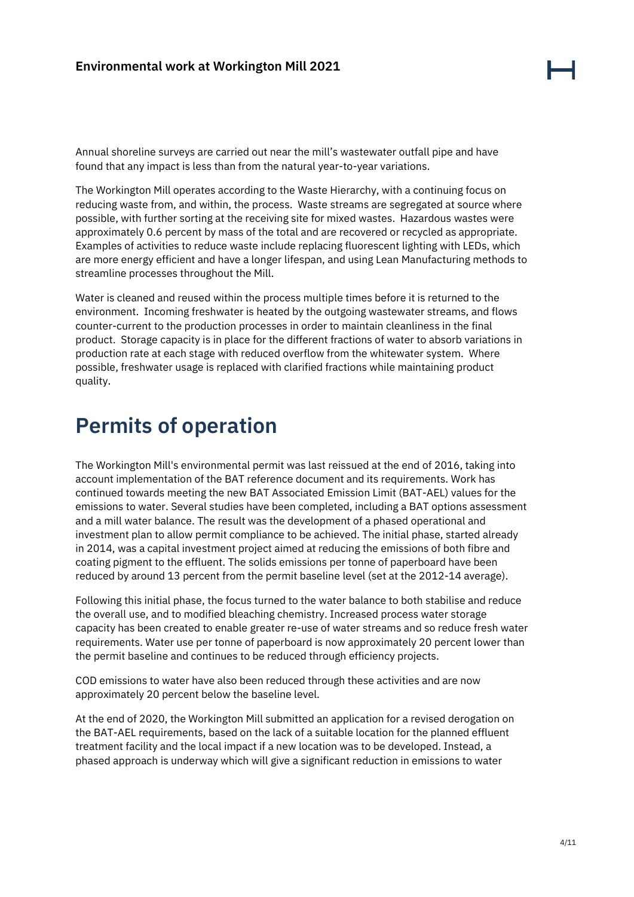Annual shoreline surveys are carried out near the mill's wastewater outfall pipe and have found that any impact is less than from the natural year-to-year variations.

The Workington Mill operates according to the Waste Hierarchy, with a continuing focus on reducing waste from, and within, the process. Waste streams are segregated at source where possible, with further sorting at the receiving site for mixed wastes. Hazardous wastes were approximately 0.6 percent by mass of the total and are recovered or recycled as appropriate. Examples of activities to reduce waste include replacing fluorescent lighting with LEDs, which are more energy efficient and have a longer lifespan, and using Lean Manufacturing methods to streamline processes throughout the Mill.

Water is cleaned and reused within the process multiple times before it is returned to the environment. Incoming freshwater is heated by the outgoing wastewater streams, and flows counter-current to the production processes in order to maintain cleanliness in the final product. Storage capacity is in place for the different fractions of water to absorb variations in production rate at each stage with reduced overflow from the whitewater system. Where possible, freshwater usage is replaced with clarified fractions while maintaining product quality.

# Permits of operation

The Workington Mill's environmental permit was last reissued at the end of 2016, taking into account implementation of the BAT reference document and its requirements. Work has continued towards meeting the new BAT Associated Emission Limit (BAT-AEL) values for the emissions to water. Several studies have been completed, including a BAT options assessment and a mill water balance. The result was the development of a phased operational and investment plan to allow permit compliance to be achieved. The initial phase, started already in 2014, was a capital investment project aimed at reducing the emissions of both fibre and coating pigment to the effluent. The solids emissions per tonne of paperboard have been reduced by around 13 percent from the permit baseline level (set at the 2012-14 average).

Following this initial phase, the focus turned to the water balance to both stabilise and reduce the overall use, and to modified bleaching chemistry. Increased process water storage capacity has been created to enable greater re-use of water streams and so reduce fresh water requirements. Water use per tonne of paperboard is now approximately 20 percent lower than the permit baseline and continues to be reduced through efficiency projects.

COD emissions to water have also been reduced through these activities and are now approximately 20 percent below the baseline level.

At the end of 2020, the Workington Mill submitted an application for a revised derogation on the BAT-AEL requirements, based on the lack of a suitable location for the planned effluent treatment facility and the local impact if a new location was to be developed. Instead, a phased approach is underway which will give a significant reduction in emissions to water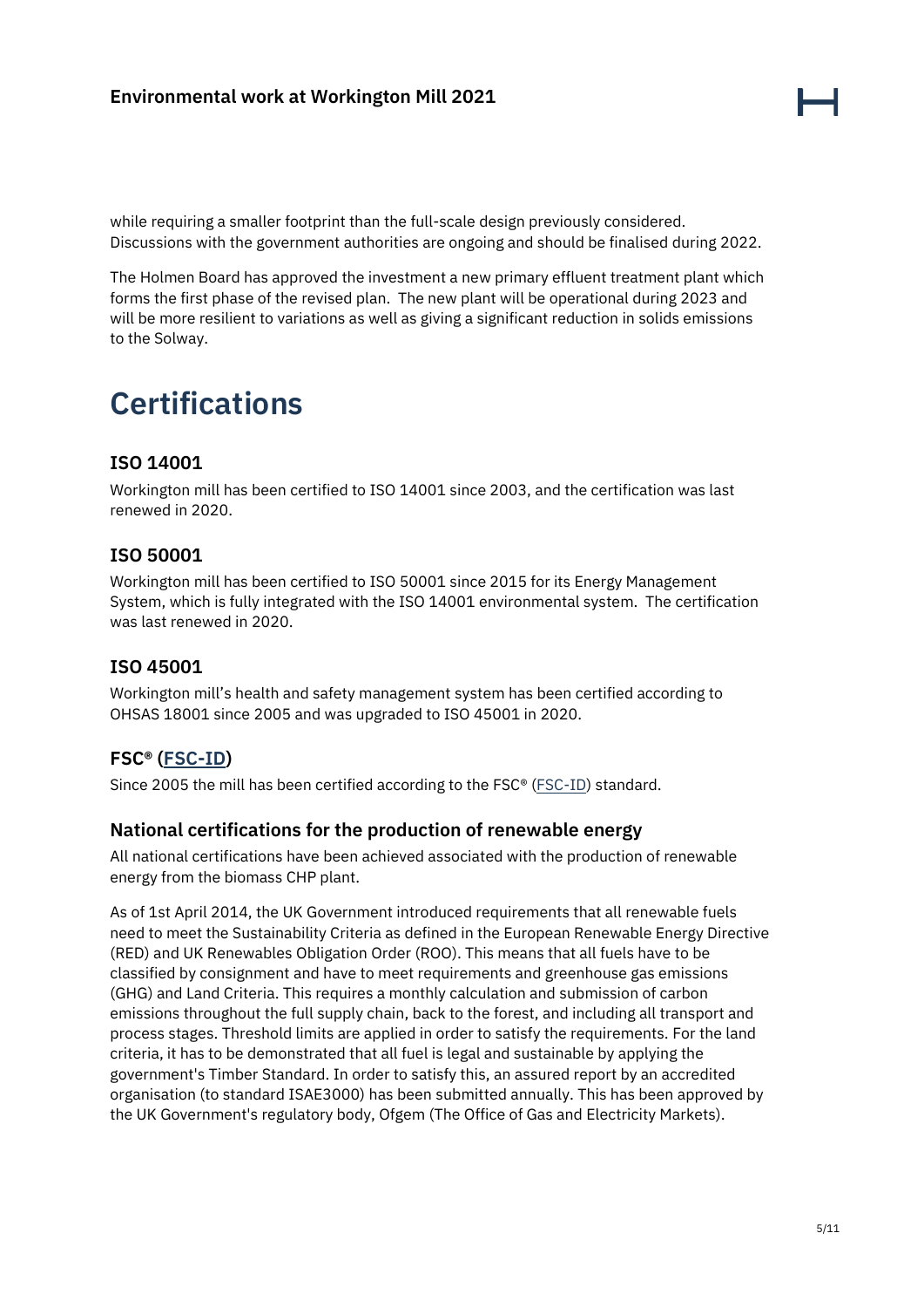while requiring a smaller footprint than the full-scale design previously considered. Discussions with the government authorities are ongoing and should be finalised during 2022.

The Holmen Board has approved the investment a new primary effluent treatment plant which forms the first phase of the revised plan. The new plant will be operational during 2023 and will be more resilient to variations as well as giving a significant reduction in solids emissions to the Solway.

# Certifications

### ISO 14001

Workington mill has been certified to ISO 14001 since 2003, and the certification was last renewed in 2020.

### ISO 50001

Workington mill has been certified to ISO 50001 since 2015 for its Energy Management System, which is fully integrated with the ISO 14001 environmental system. The certification was last renewed in 2020.

### ISO 45001

Workington mill's health and safety management system has been certified according to OHSAS 18001 since 2005 and was upgraded to ISO 45001 in 2020.

### FSC® (FSC-ID)

Since 2005 the mill has been certified according to the FSC® (FSC-ID) standard.

### National certifications for the production of renewable energy

All national certifications have been achieved associated with the production of renewable energy from the biomass CHP plant.

As of 1st April 2014, the UK Government introduced requirements that all renewable fuels need to meet the Sustainability Criteria as defined in the European Renewable Energy Directive (RED) and UK Renewables Obligation Order (ROO). This means that all fuels have to be classified by consignment and have to meet requirements and greenhouse gas emissions (GHG) and Land Criteria. This requires a monthly calculation and submission of carbon emissions throughout the full supply chain, back to the forest, and including all transport and process stages. Threshold limits are applied in order to satisfy the requirements. For the land criteria, it has to be demonstrated that all fuel is legal and sustainable by applying the government's Timber Standard. In order to satisfy this, an assured report by an accredited organisation (to standard ISAE3000) has been submitted annually. This has been approved by the UK Government's regulatory body, Ofgem (The Office of Gas and Electricity Markets).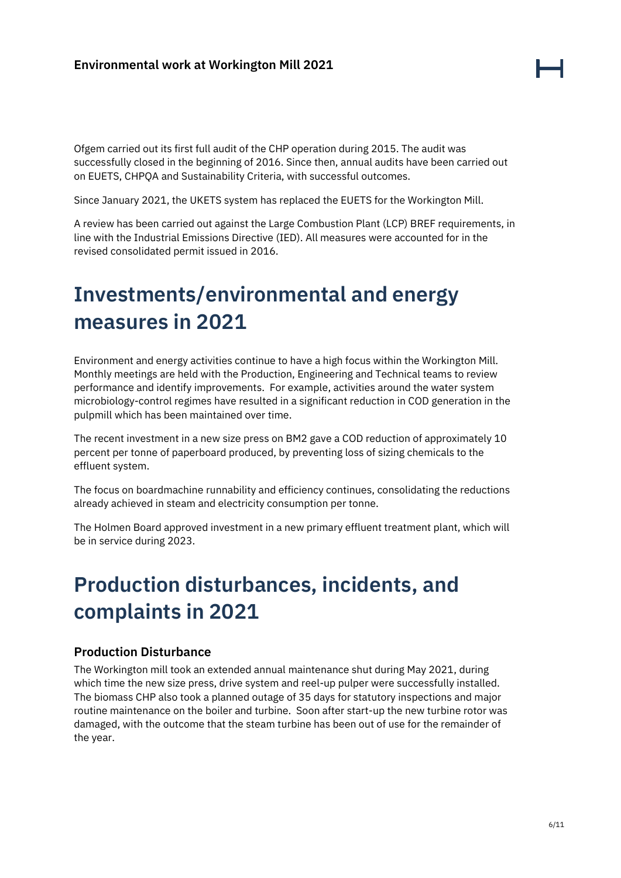Ofgem carried out its first full audit of the CHP operation during 2015. The audit was successfully closed in the beginning of 2016. Since then, annual audits have been carried out on EUETS, CHPQA and Sustainability Criteria, with successful outcomes.

Since January 2021, the UKETS system has replaced the EUETS for the Workington Mill.

A review has been carried out against the Large Combustion Plant (LCP) BREF requirements, in line with the Industrial Emissions Directive (IED). All measures were accounted for in the revised consolidated permit issued in 2016.

# Investments/environmental and energy measures in 2021

Environment and energy activities continue to have a high focus within the Workington Mill. Monthly meetings are held with the Production, Engineering and Technical teams to review performance and identify improvements. For example, activities around the water system microbiology-control regimes have resulted in a significant reduction in COD generation in the pulpmill which has been maintained over time.

The recent investment in a new size press on BM2 gave a COD reduction of approximately 10 percent per tonne of paperboard produced, by preventing loss of sizing chemicals to the effluent system.

The focus on boardmachine runnability and efficiency continues, consolidating the reductions already achieved in steam and electricity consumption per tonne.

The Holmen Board approved investment in a new primary effluent treatment plant, which will be in service during 2023.

# Production disturbances, incidents, and complaints in 2021

### Production Disturbance

The Workington mill took an extended annual maintenance shut during May 2021, during which time the new size press, drive system and reel-up pulper were successfully installed. The biomass CHP also took a planned outage of 35 days for statutory inspections and major routine maintenance on the boiler and turbine. Soon after start-up the new turbine rotor was damaged, with the outcome that the steam turbine has been out of use for the remainder of the year.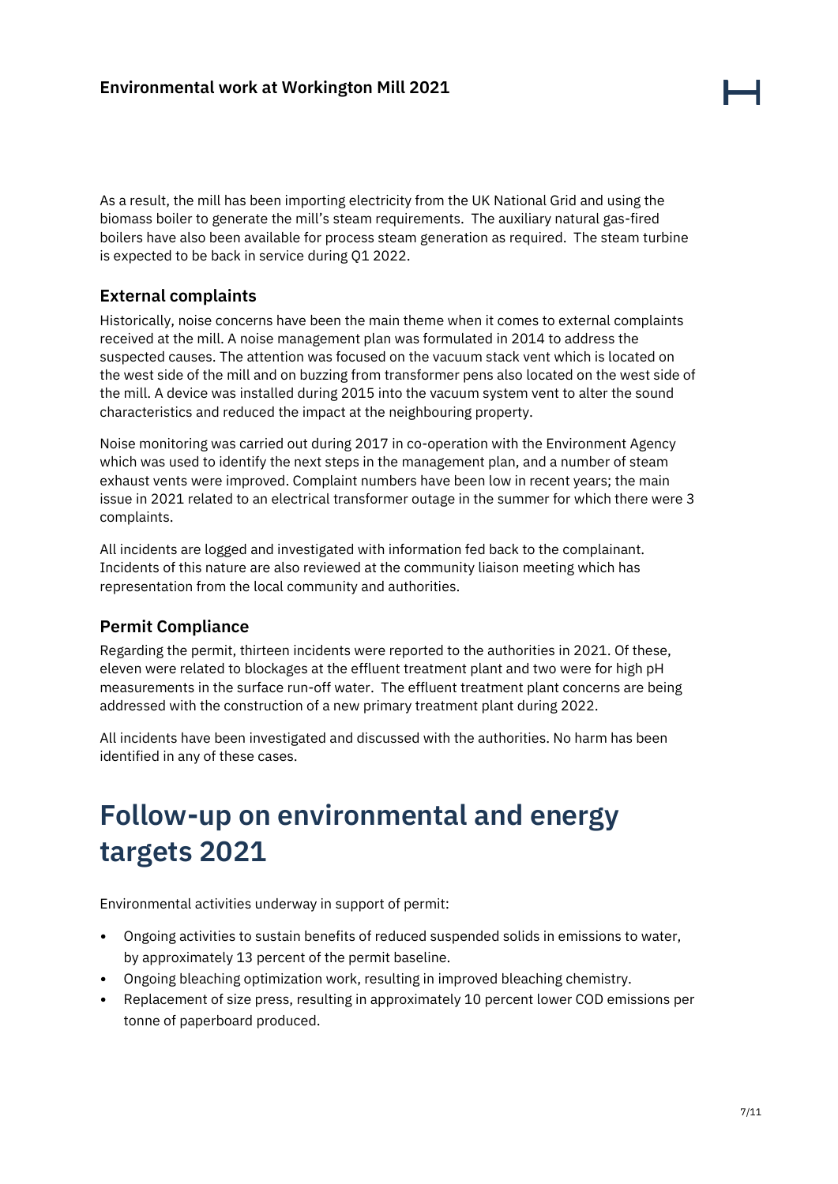As a result, the mill has been importing electricity from the UK National Grid and using the biomass boiler to generate the mill's steam requirements. The auxiliary natural gas-fired boilers have also been available for process steam generation as required. The steam turbine is expected to be back in service during Q1 2022.

### External complaints

Historically, noise concerns have been the main theme when it comes to external complaints received at the mill. A noise management plan was formulated in 2014 to address the suspected causes. The attention was focused on the vacuum stack vent which is located on the west side of the mill and on buzzing from transformer pens also located on the west side of the mill. A device was installed during 2015 into the vacuum system vent to alter the sound characteristics and reduced the impact at the neighbouring property.

Noise monitoring was carried out during 2017 in co-operation with the Environment Agency which was used to identify the next steps in the management plan, and a number of steam exhaust vents were improved. Complaint numbers have been low in recent years; the main issue in 2021 related to an electrical transformer outage in the summer for which there were 3 complaints.

All incidents are logged and investigated with information fed back to the complainant. Incidents of this nature are also reviewed at the community liaison meeting which has representation from the local community and authorities.

### Permit Compliance

Regarding the permit, thirteen incidents were reported to the authorities in 2021. Of these, eleven were related to blockages at the effluent treatment plant and two were for high pH measurements in the surface run-off water. The effluent treatment plant concerns are being addressed with the construction of a new primary treatment plant during 2022.

All incidents have been investigated and discussed with the authorities. No harm has been identified in any of these cases.

# Follow-up on environmental and energy targets 2021

Environmental activities underway in support of permit:

- Ongoing activities to sustain benefits of reduced suspended solids in emissions to water, by approximately 13 percent of the permit baseline.
- Ongoing bleaching optimization work, resulting in improved bleaching chemistry.
- Replacement of size press, resulting in approximately 10 percent lower COD emissions per tonne of paperboard produced.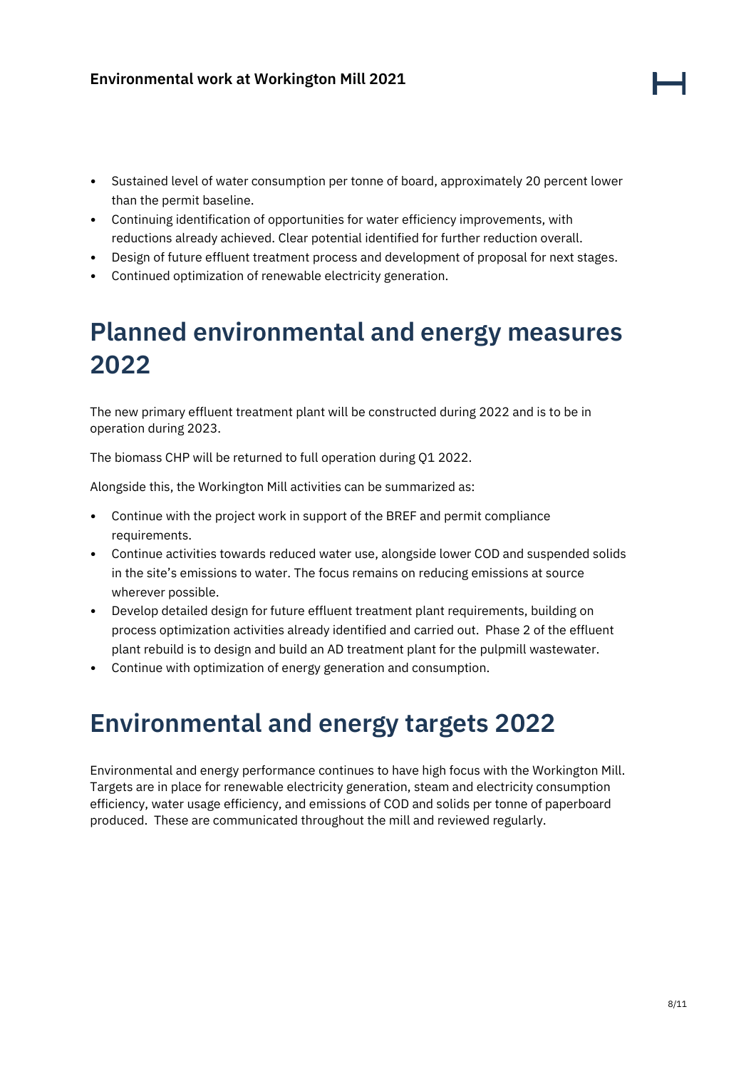- Sustained level of water consumption per tonne of board, approximately 20 percent lower than the permit baseline.
- Continuing identification of opportunities for water efficiency improvements, with reductions already achieved. Clear potential identified for further reduction overall.
- Design of future effluent treatment process and development of proposal for next stages.
- Continued optimization of renewable electricity generation.

# Planned environmental and energy measures 2022

The new primary effluent treatment plant will be constructed during 2022 and is to be in operation during 2023.

The biomass CHP will be returned to full operation during Q1 2022.

Alongside this, the Workington Mill activities can be summarized as:

- Continue with the project work in support of the BREF and permit compliance requirements.
- Continue activities towards reduced water use, alongside lower COD and suspended solids in the site's emissions to water. The focus remains on reducing emissions at source wherever possible.
- Develop detailed design for future effluent treatment plant requirements, building on process optimization activities already identified and carried out. Phase 2 of the effluent plant rebuild is to design and build an AD treatment plant for the pulpmill wastewater.
- Continue with optimization of energy generation and consumption.

# Environmental and energy targets 2022

Environmental and energy performance continues to have high focus with the Workington Mill. Targets are in place for renewable electricity generation, steam and electricity consumption efficiency, water usage efficiency, and emissions of COD and solids per tonne of paperboard produced. These are communicated throughout the mill and reviewed regularly.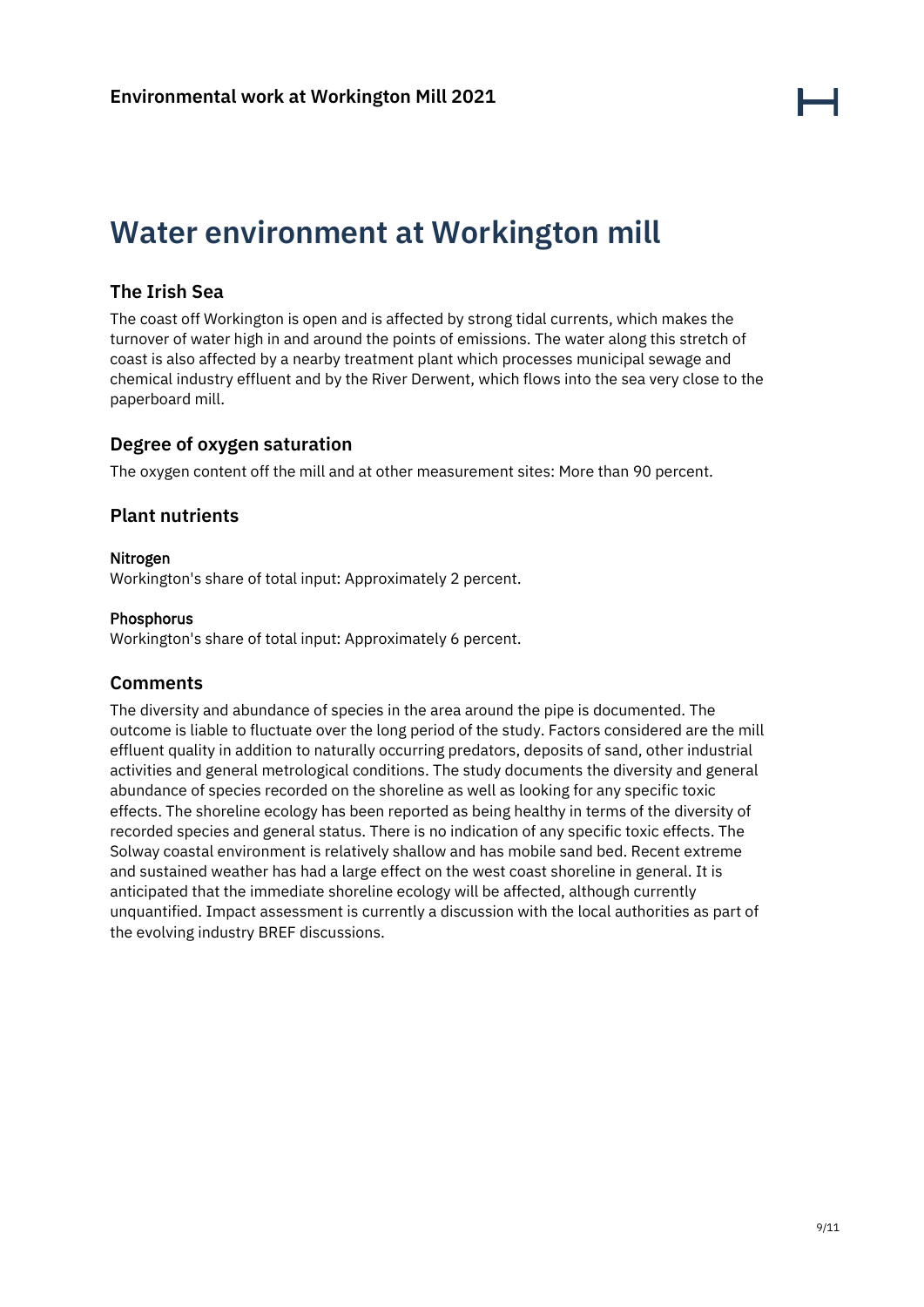# Water environment at Workington mill

## The Irish Sea

The coast off Workington is open and is affected by strong tidal currents, which makes the turnover of water high in and around the points of emissions. The water along this stretch of coast is also affected by a nearby treatment plant which processes municipal sewage and chemical industry effluent and by the River Derwent, which flows into the sea very close to the paperboard mill.

## Degree of oxygen saturation

The oxygen content off the mill and at other measurement sites: More than 90 percent.

## Plant nutrients

#### Nitrogen

Workington's share of total input: Approximately 2 percent.

#### Phosphorus

Workington's share of total input: Approximately 6 percent.

## Comments

The diversity and abundance of species in the area around the pipe is documented. The outcome is liable to fluctuate over the long period of the study. Factors considered are the mill effluent quality in addition to naturally occurring predators, deposits of sand, other industrial activities and general metrological conditions. The study documents the diversity and general abundance of species recorded on the shoreline as well as looking for any specific toxic effects. The shoreline ecology has been reported as being healthy in terms of the diversity of recorded species and general status. There is no indication of any specific toxic effects. The Solway coastal environment is relatively shallow and has mobile sand bed. Recent extreme and sustained weather has had a large effect on the west coast shoreline in general. It is anticipated that the immediate shoreline ecology will be affected, although currently unquantified. Impact assessment is currently a discussion with the local authorities as part of the evolving industry BREF discussions.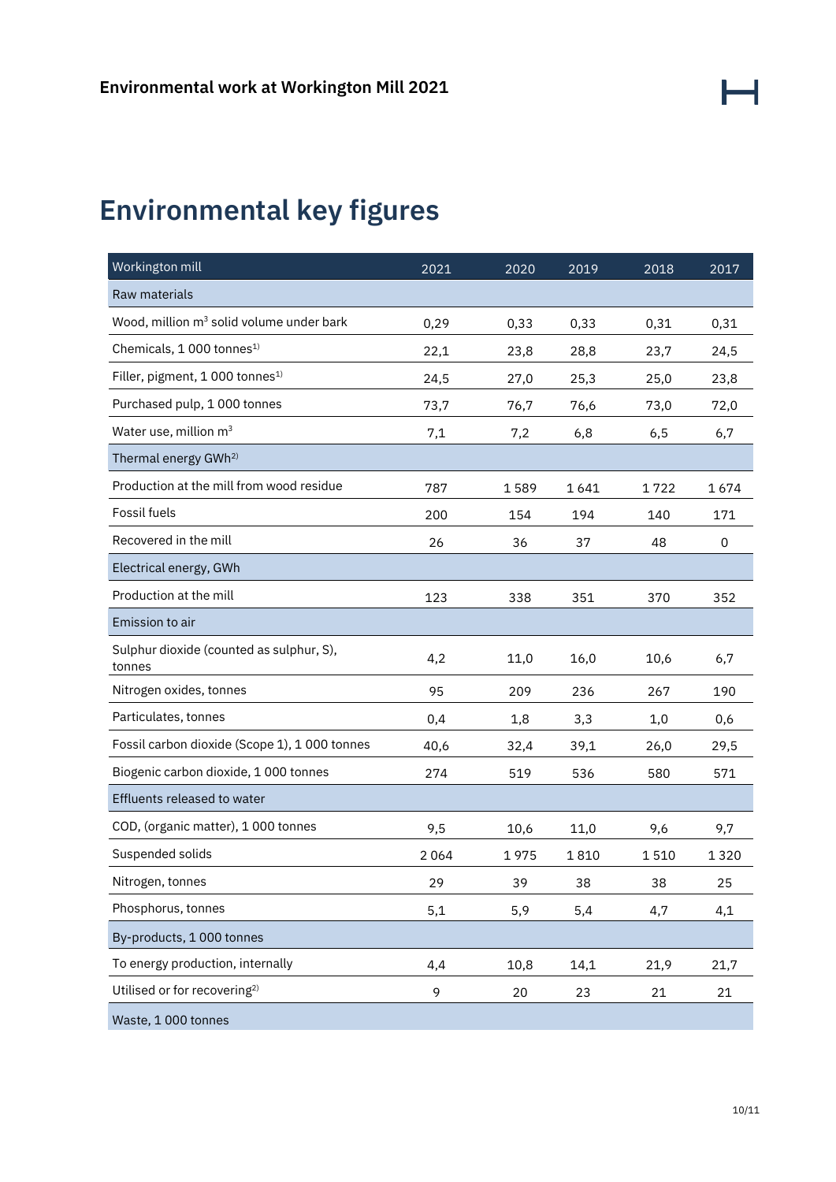# Environmental key figures

| Workington mill | 2021 | 2020 | 2019 | 2018 | 2017 |
|---|---|---|---|---|---|
| Raw materials | | | | | |
| Wood, million $m^3$ solid volume under bark | 0,29 | 0,33 | 0,33 | 0,31 | 0,31 |
| Chemicals, 1 000 tonnes[1)] | 22,1 | 23,8 | 28,8 | 23,7 | 24,5 |
| Filler, pigment, 1 000 tonnes[1)] | 24,5 | 27,0 | 25,3 | 25,0 | 23,8 |
| Purchased pulp, 1 000 tonnes | 73,7 | 76,7 | 76,6 | 73,0 | 72,0 |
| Water use, million $m^3$ | 7,1 | 7,2 | 6,8 | 6,5 | 6,7 |
| Thermal energy GWh[2)] | | | | | |
| Production at the mill from wood residue | 787 | 1 589 | 1 641 | 1 722 | 1 674 |
| Fossil fuels | 200 | 154 | 194 | 140 | 171 |
| Recovered in the mill | 26 | 36 | 37 | 48 | 0 |
| Electrical energy, GWh | | | | | |
| Production at the mill | 123 | 338 | 351 | 370 | 352 |
| Emission to air | | | | | |
| Sulphur dioxide (counted as sulphur, S), tonnes | 4,2 | 11,0 | 16,0 | 10,6 | 6,7 |
| Nitrogen oxides, tonnes | 95 | 209 | 236 | 267 | 190 |
| Particulates, tonnes | 0,4 | 1,8 | 3,3 | 1,0 | 0,6 |
| Fossil carbon dioxide (Scope 1), 1 000 tonnes | 40,6 | 32,4 | 39,1 | 26,0 | 29,5 |
| Biogenic carbon dioxide, 1 000 tonnes | 274 | 519 | 536 | 580 | 571 |
| Effluents released to water | | | | | |
| COD, (organic matter), 1 000 tonnes | 9,5 | 10,6 | 11,0 | 9,6 | 9,7 |
| Suspended solids | 2 064 | 1 975 | 1 810 | 1 510 | 1 320 |
| Nitrogen, tonnes | 29 | 39 | 38 | 38 | 25 |
| Phosphorus, tonnes | 5,1 | 5,9 | 5,4 | 4,7 | 4,1 |
| By-products, 1 000 tonnes | | | | | |
| To energy production, internally | 4,4 | 10,8 | 14,1 | 21,9 | 21,7 |
| Utilised or for recovering[2)] | 9 | 20 | 23 | 21 | 21 |
| Waste, 1 000 tonnes | | | | | |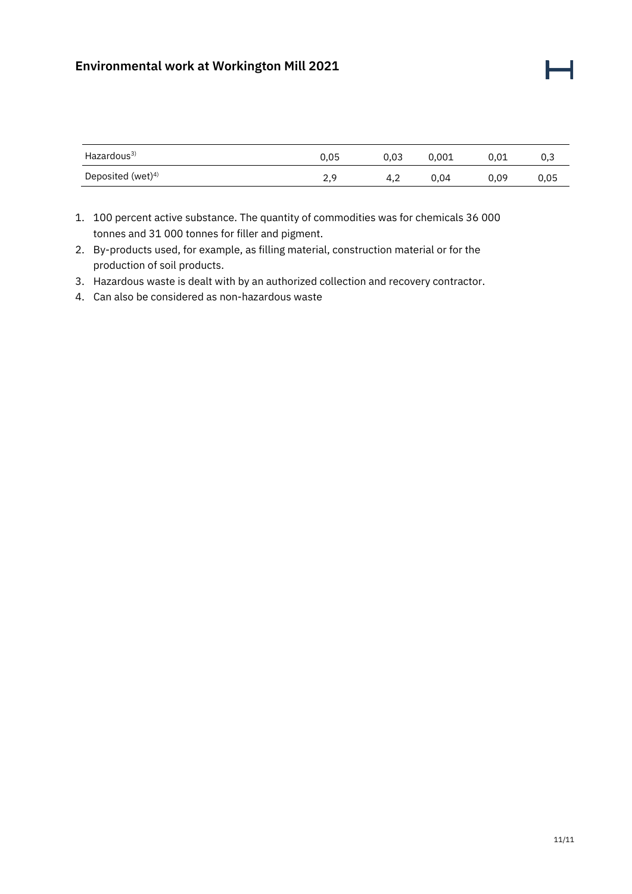| | | | | | |
|---|---|---|---|---|---|
| Hazardous[3] | 0,05 | 0,03 | 0,001 | 0,01 | 0,3 |
| Deposited (wet)[4] | 2,9 | 4,2 | 0,04 | 0,09 | 0,05 |

1. 100 percent active substance. The quantity of commodities was for chemicals 36 000 tonnes and 31 000 tonnes for filler and pigment.
2. By-products used, for example, as filling material, construction material or for the production of soil products.
3. Hazardous waste is dealt with by an authorized collection and recovery contractor.
4. Can also be considered as non-hazardous waste